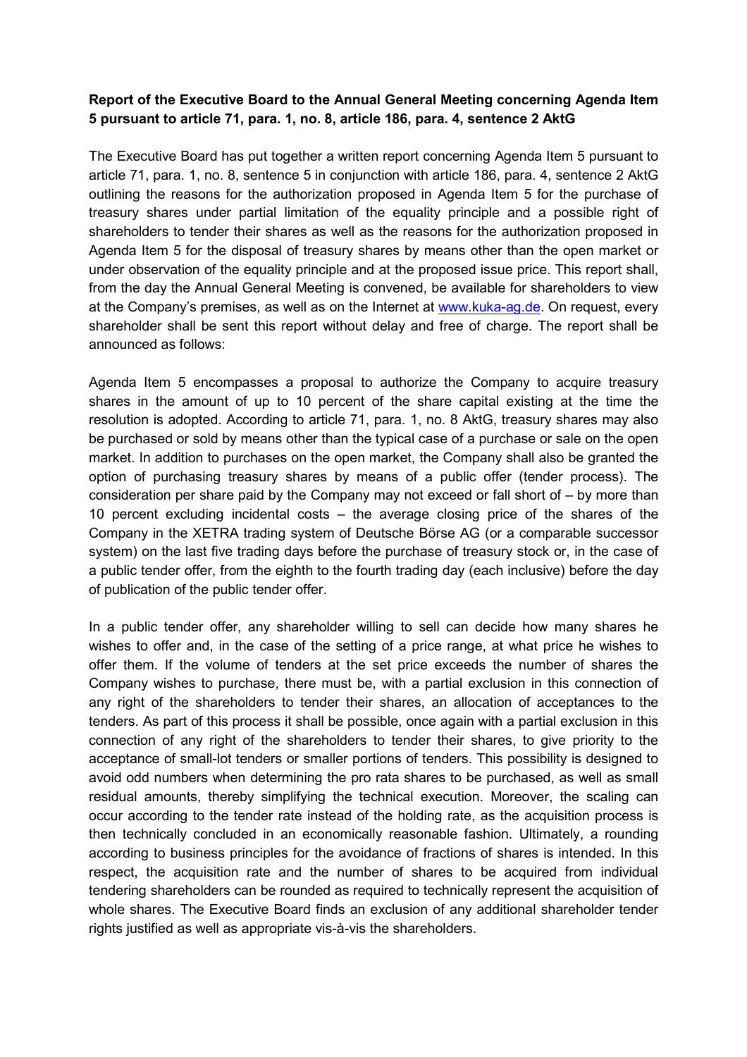**Report of the Executive Board to the Annual General Meeting concerning Agenda Item 5 pursuant to article 71, para. 1, no. 8, article 186, para. 4, sentence 2 AktG**

The Executive Board has put together a written report concerning Agenda Item 5 pursuant to article 71, para. 1, no. 8, sentence 5 in conjunction with article 186, para. 4, sentence 2 AktG outlining the reasons for the authorization proposed in Agenda Item 5 for the purchase of treasury shares under partial limitation of the equality principle and a possible right of shareholders to tender their shares as well as the reasons for the authorization proposed in Agenda Item 5 for the disposal of treasury shares by means other than the open market or under observation of the equality principle and at the proposed issue price. This report shall, from the day the Annual General Meeting is convened, be available for shareholders to view at the Company's premises, as well as on the Internet at www.kuka-ag.de. On request, every shareholder shall be sent this report without delay and free of charge. The report shall be announced as follows:

Agenda Item 5 encompasses a proposal to authorize the Company to acquire treasury shares in the amount of up to 10 percent of the share capital existing at the time the resolution is adopted. According to article 71, para. 1, no. 8 AktG, treasury shares may also be purchased or sold by means other than the typical case of a purchase or sale on the open market. In addition to purchases on the open market, the Company shall also be granted the option of purchasing treasury shares by means of a public offer (tender process). The consideration per share paid by the Company may not exceed or fall short of – by more than 10 percent excluding incidental costs – the average closing price of the shares of the Company in the XETRA trading system of Deutsche Börse AG (or a comparable successor system) on the last five trading days before the purchase of treasury stock or, in the case of a public tender offer, from the eighth to the fourth trading day (each inclusive) before the day of publication of the public tender offer.

In a public tender offer, any shareholder willing to sell can decide how many shares he wishes to offer and, in the case of the setting of a price range, at what price he wishes to offer them. If the volume of tenders at the set price exceeds the number of shares the Company wishes to purchase, there must be, with a partial exclusion in this connection of any right of the shareholders to tender their shares, an allocation of acceptances to the tenders. As part of this process it shall be possible, once again with a partial exclusion in this connection of any right of the shareholders to tender their shares, to give priority to the acceptance of small-lot tenders or smaller portions of tenders. This possibility is designed to avoid odd numbers when determining the pro rata shares to be purchased, as well as small residual amounts, thereby simplifying the technical execution. Moreover, the scaling can occur according to the tender rate instead of the holding rate, as the acquisition process is then technically concluded in an economically reasonable fashion. Ultimately, a rounding according to business principles for the avoidance of fractions of shares is intended. In this respect, the acquisition rate and the number of shares to be acquired from individual tendering shareholders can be rounded as required to technically represent the acquisition of whole shares. The Executive Board finds an exclusion of any additional shareholder tender rights justified as well as appropriate vis-à-vis the shareholders.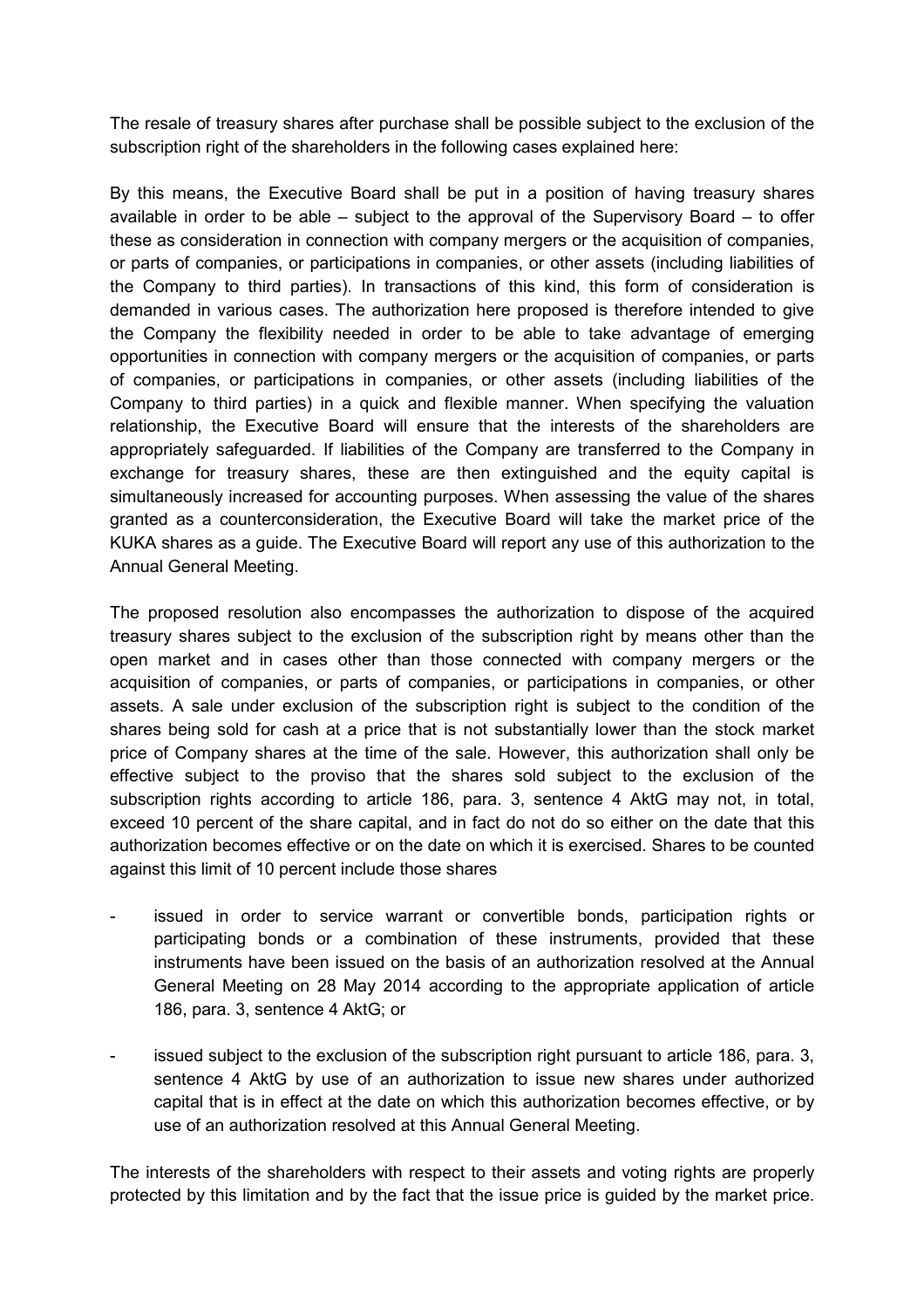The resale of treasury shares after purchase shall be possible subject to the exclusion of the subscription right of the shareholders in the following cases explained here:

By this means, the Executive Board shall be put in a position of having treasury shares available in order to be able – subject to the approval of the Supervisory Board – to offer these as consideration in connection with company mergers or the acquisition of companies, or parts of companies, or participations in companies, or other assets (including liabilities of the Company to third parties). In transactions of this kind, this form of consideration is demanded in various cases. The authorization here proposed is therefore intended to give the Company the flexibility needed in order to be able to take advantage of emerging opportunities in connection with company mergers or the acquisition of companies, or parts of companies, or participations in companies, or other assets (including liabilities of the Company to third parties) in a quick and flexible manner. When specifying the valuation relationship, the Executive Board will ensure that the interests of the shareholders are appropriately safeguarded. If liabilities of the Company are transferred to the Company in exchange for treasury shares, these are then extinguished and the equity capital is simultaneously increased for accounting purposes. When assessing the value of the shares granted as a counterconsideration, the Executive Board will take the market price of the KUKA shares as a guide. The Executive Board will report any use of this authorization to the Annual General Meeting.

The proposed resolution also encompasses the authorization to dispose of the acquired treasury shares subject to the exclusion of the subscription right by means other than the open market and in cases other than those connected with company mergers or the acquisition of companies, or parts of companies, or participations in companies, or other assets. A sale under exclusion of the subscription right is subject to the condition of the shares being sold for cash at a price that is not substantially lower than the stock market price of Company shares at the time of the sale. However, this authorization shall only be effective subject to the proviso that the shares sold subject to the exclusion of the subscription rights according to article 186, para. 3, sentence 4 AktG may not, in total, exceed 10 percent of the share capital, and in fact do not do so either on the date that this authorization becomes effective or on the date on which it is exercised. Shares to be counted against this limit of 10 percent include those shares

- issued in order to service warrant or convertible bonds, participation rights or participating bonds or a combination of these instruments, provided that these instruments have been issued on the basis of an authorization resolved at the Annual General Meeting on 28 May 2014 according to the appropriate application of article 186, para. 3, sentence 4 AktG; or

- issued subject to the exclusion of the subscription right pursuant to article 186, para. 3, sentence 4 AktG by use of an authorization to issue new shares under authorized capital that is in effect at the date on which this authorization becomes effective, or by use of an authorization resolved at this Annual General Meeting.

The interests of the shareholders with respect to their assets and voting rights are properly protected by this limitation and by the fact that the issue price is guided by the market price.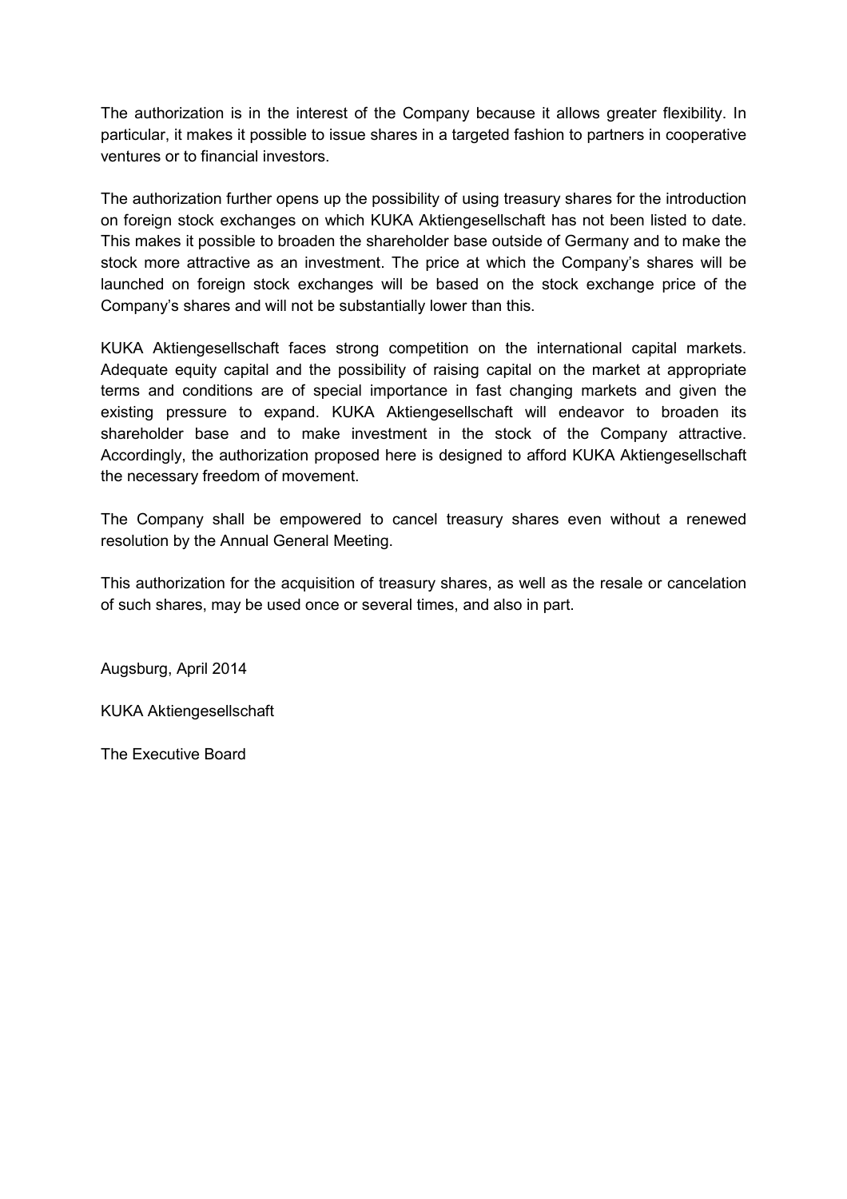The authorization is in the interest of the Company because it allows greater flexibility. In particular, it makes it possible to issue shares in a targeted fashion to partners in cooperative ventures or to financial investors.

The authorization further opens up the possibility of using treasury shares for the introduction on foreign stock exchanges on which KUKA Aktiengesellschaft has not been listed to date. This makes it possible to broaden the shareholder base outside of Germany and to make the stock more attractive as an investment. The price at which the Company's shares will be launched on foreign stock exchanges will be based on the stock exchange price of the Company's shares and will not be substantially lower than this.

KUKA Aktiengesellschaft faces strong competition on the international capital markets. Adequate equity capital and the possibility of raising capital on the market at appropriate terms and conditions are of special importance in fast changing markets and given the existing pressure to expand. KUKA Aktiengesellschaft will endeavor to broaden its shareholder base and to make investment in the stock of the Company attractive. Accordingly, the authorization proposed here is designed to afford KUKA Aktiengesellschaft the necessary freedom of movement.

The Company shall be empowered to cancel treasury shares even without a renewed resolution by the Annual General Meeting.

This authorization for the acquisition of treasury shares, as well as the resale or cancelation of such shares, may be used once or several times, and also in part.

Augsburg, April 2014

KUKA Aktiengesellschaft

The Executive Board